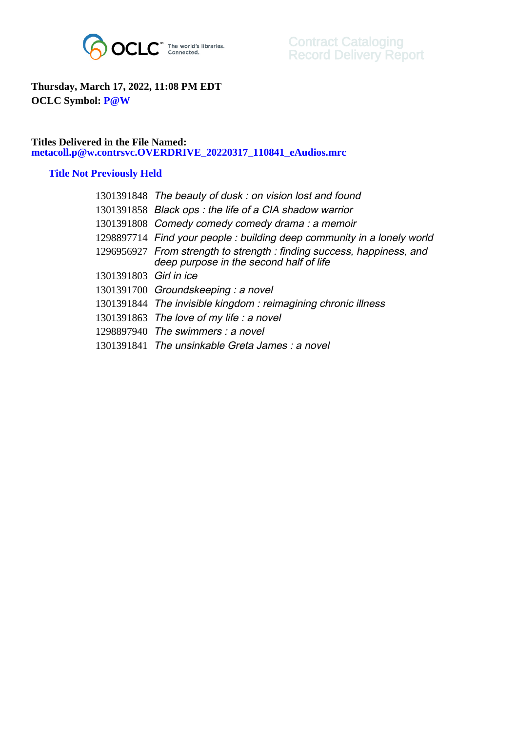OCLC The world's libraries. Connected.

Contract Cataloging
Record Delivery Report

**Thursday, March 17, 2022, 11:08 PM EDT**
**OCLC Symbol: P@W**

**Titles Delivered in the File Named:**
**metacoll.p@w.contrsvc.OVERDRIVE_20220317_110841_eAudios.mrc**

### Title Not Previously Held

| | |
|---|---|
| 1301391848 | *The beauty of dusk : on vision lost and found* |
| 1301391858 | *Black ops : the life of a CIA shadow warrior* |
| 1301391808 | *Comedy comedy comedy drama : a memoir* |
| 1298897714 | *Find your people : building deep community in a lonely world* |
| 1296956927 | *From strength to strength : finding success, happiness, and deep purpose in the second half of life* |
| 1301391803 | *Girl in ice* |
| 1301391700 | *Groundskeeping : a novel* |
| 1301391844 | *The invisible kingdom : reimagining chronic illness* |
| 1301391863 | *The love of my life : a novel* |
| 1298897940 | *The swimmers : a novel* |
| 1301391841 | *The unsinkable Greta James : a novel* |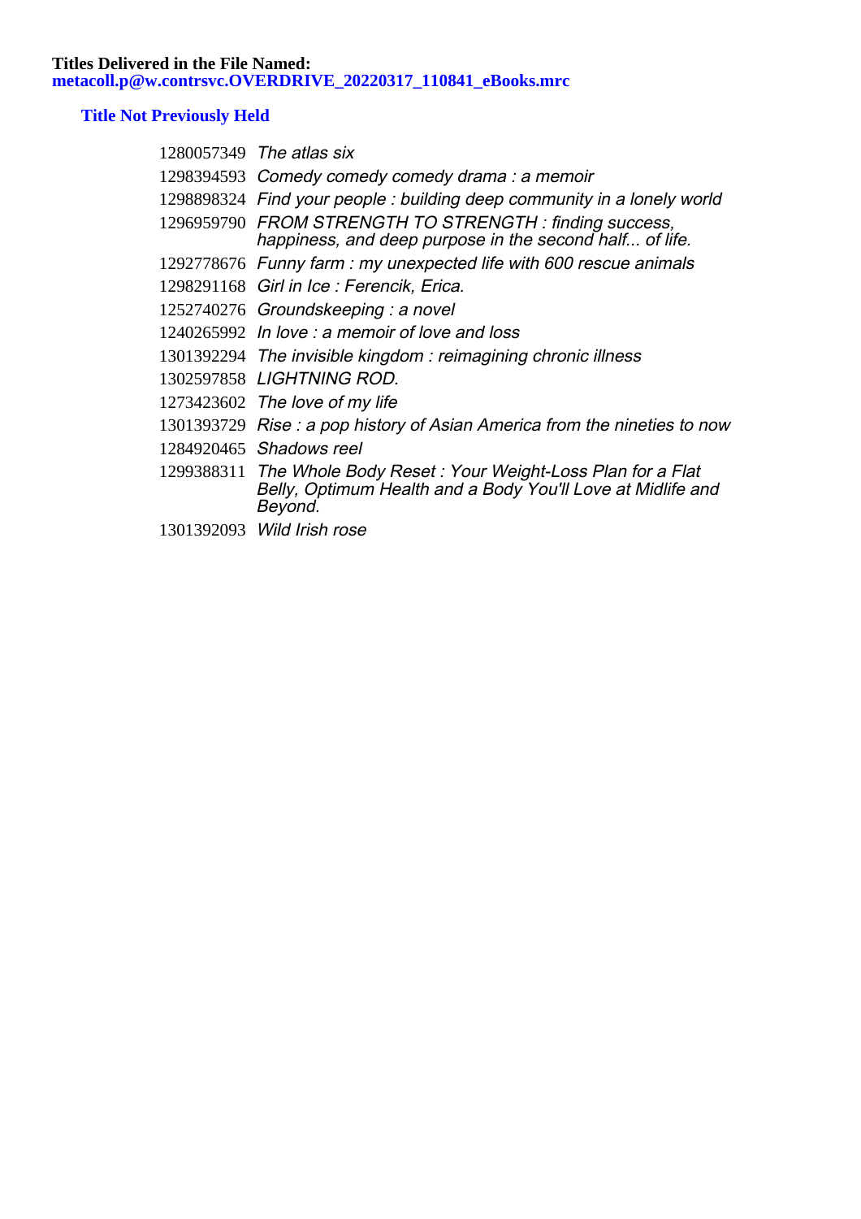**Titles Delivered in the File Named:**
**metacoll.p@w.contrsvc.OVERDRIVE_20220317_110841_eBooks.mrc**

### Title Not Previously Held

| | |
|---|---|
| 1280057349 | *The atlas six* |
| 1298394593 | *Comedy comedy comedy drama : a memoir* |
| 1298898324 | *Find your people : building deep community in a lonely world* |
| 1296959790 | *FROM STRENGTH TO STRENGTH : finding success, happiness, and deep purpose in the second half... of life.* |
| 1292778676 | *Funny farm : my unexpected life with 600 rescue animals* |
| 1298291168 | *Girl in Ice : Ferencik, Erica.* |
| 1252740276 | *Groundskeeping : a novel* |
| 1240265992 | *In love : a memoir of love and loss* |
| 1301392294 | *The invisible kingdom : reimagining chronic illness* |
| 1302597858 | *LIGHTNING ROD.* |
| 1273423602 | *The love of my life* |
| 1301393729 | *Rise : a pop history of Asian America from the nineties to now* |
| 1284920465 | *Shadows reel* |
| 1299388311 | *The Whole Body Reset : Your Weight-Loss Plan for a Flat Belly, Optimum Health and a Body You'll Love at Midlife and Beyond.* |
| 1301392093 | *Wild Irish rose* |